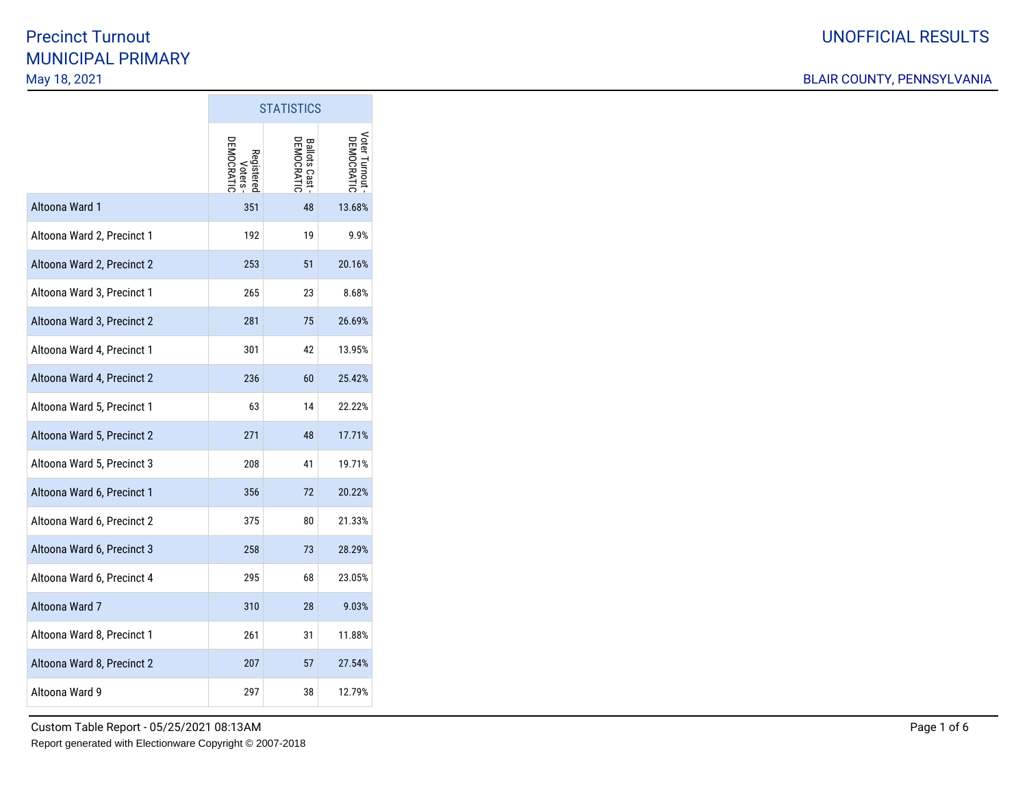# Precinct Turnout
# MUNICIPAL PRIMARY

May 18, 2021

UNOFFICIAL RESULTS

BLAIR COUNTY, PENNSYLVANIA

| | STATISTICS | | |
|---|---|---|---|
| | Registered Voters - DEMOCRATIC | Ballots Cast - DEMOCRATIC | Voter Turnout - DEMOCRATIC |
| Altoona Ward 1 | 351 | 48 | 13.68% |
| Altoona Ward 2, Precinct 1 | 192 | 19 | 9.9% |
| Altoona Ward 2, Precinct 2 | 253 | 51 | 20.16% |
| Altoona Ward 3, Precinct 1 | 265 | 23 | 8.68% |
| Altoona Ward 3, Precinct 2 | 281 | 75 | 26.69% |
| Altoona Ward 4, Precinct 1 | 301 | 42 | 13.95% |
| Altoona Ward 4, Precinct 2 | 236 | 60 | 25.42% |
| Altoona Ward 5, Precinct 1 | 63 | 14 | 22.22% |
| Altoona Ward 5, Precinct 2 | 271 | 48 | 17.71% |
| Altoona Ward 5, Precinct 3 | 208 | 41 | 19.71% |
| Altoona Ward 6, Precinct 1 | 356 | 72 | 20.22% |
| Altoona Ward 6, Precinct 2 | 375 | 80 | 21.33% |
| Altoona Ward 6, Precinct 3 | 258 | 73 | 28.29% |
| Altoona Ward 6, Precinct 4 | 295 | 68 | 23.05% |
| Altoona Ward 7 | 310 | 28 | 9.03% |
| Altoona Ward 8, Precinct 1 | 261 | 31 | 11.88% |
| Altoona Ward 8, Precinct 2 | 207 | 57 | 27.54% |
| Altoona Ward 9 | 297 | 38 | 12.79% |

Custom Table Report - 05/25/2021 08:13AM

Report generated with Electionware Copyright © 2007-2018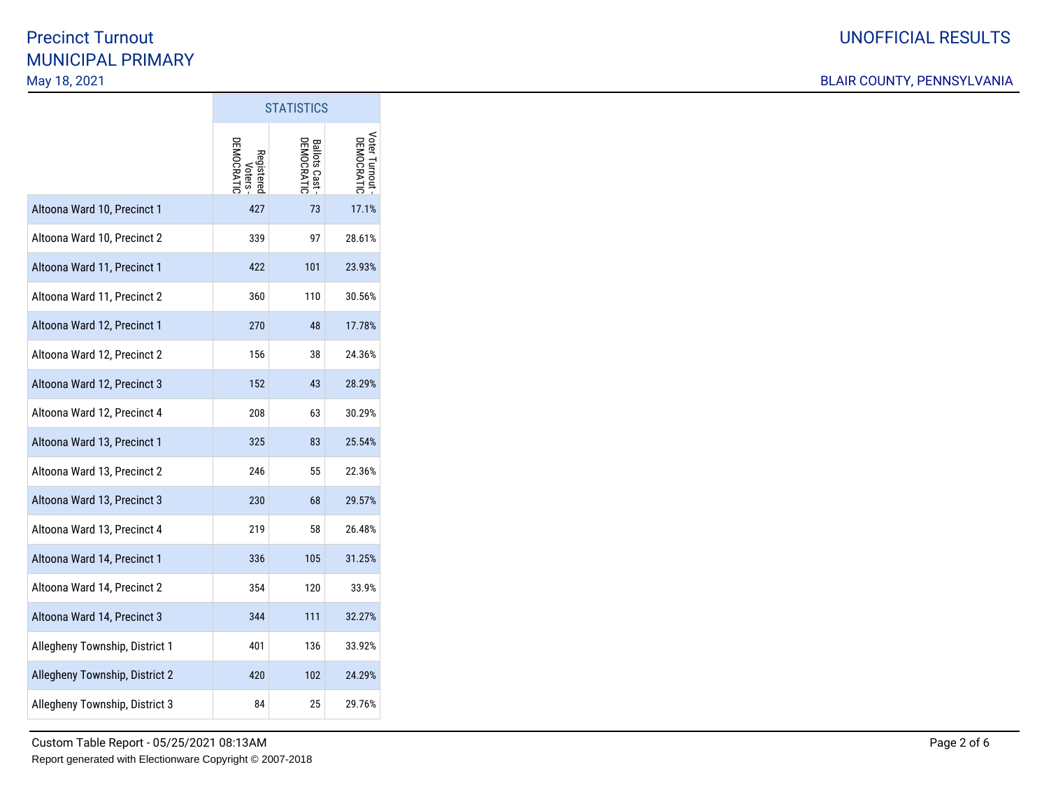# Precinct Turnout
## MUNICIPAL PRIMARY
May 18, 2021

UNOFFICIAL RESULTS

BLAIR COUNTY, PENNSYLVANIA

| | STATISTICS | | |
|---|---|---|---|
| | Registered Voters - DEMOCRATIC | Ballots Cast - DEMOCRATIC | Voter Turnout - DEMOCRATIC |
| Altoona Ward 10, Precinct 1 | 427 | 73 | 17.1% |
| Altoona Ward 10, Precinct 2 | 339 | 97 | 28.61% |
| Altoona Ward 11, Precinct 1 | 422 | 101 | 23.93% |
| Altoona Ward 11, Precinct 2 | 360 | 110 | 30.56% |
| Altoona Ward 12, Precinct 1 | 270 | 48 | 17.78% |
| Altoona Ward 12, Precinct 2 | 156 | 38 | 24.36% |
| Altoona Ward 12, Precinct 3 | 152 | 43 | 28.29% |
| Altoona Ward 12, Precinct 4 | 208 | 63 | 30.29% |
| Altoona Ward 13, Precinct 1 | 325 | 83 | 25.54% |
| Altoona Ward 13, Precinct 2 | 246 | 55 | 22.36% |
| Altoona Ward 13, Precinct 3 | 230 | 68 | 29.57% |
| Altoona Ward 13, Precinct 4 | 219 | 58 | 26.48% |
| Altoona Ward 14, Precinct 1 | 336 | 105 | 31.25% |
| Altoona Ward 14, Precinct 2 | 354 | 120 | 33.9% |
| Altoona Ward 14, Precinct 3 | 344 | 111 | 32.27% |
| Allegheny Township, District 1 | 401 | 136 | 33.92% |
| Allegheny Township, District 2 | 420 | 102 | 24.29% |
| Allegheny Township, District 3 | 84 | 25 | 29.76% |

Custom Table Report - 05/25/2021 08:13AM

Report generated with Electionware Copyright © 2007-2018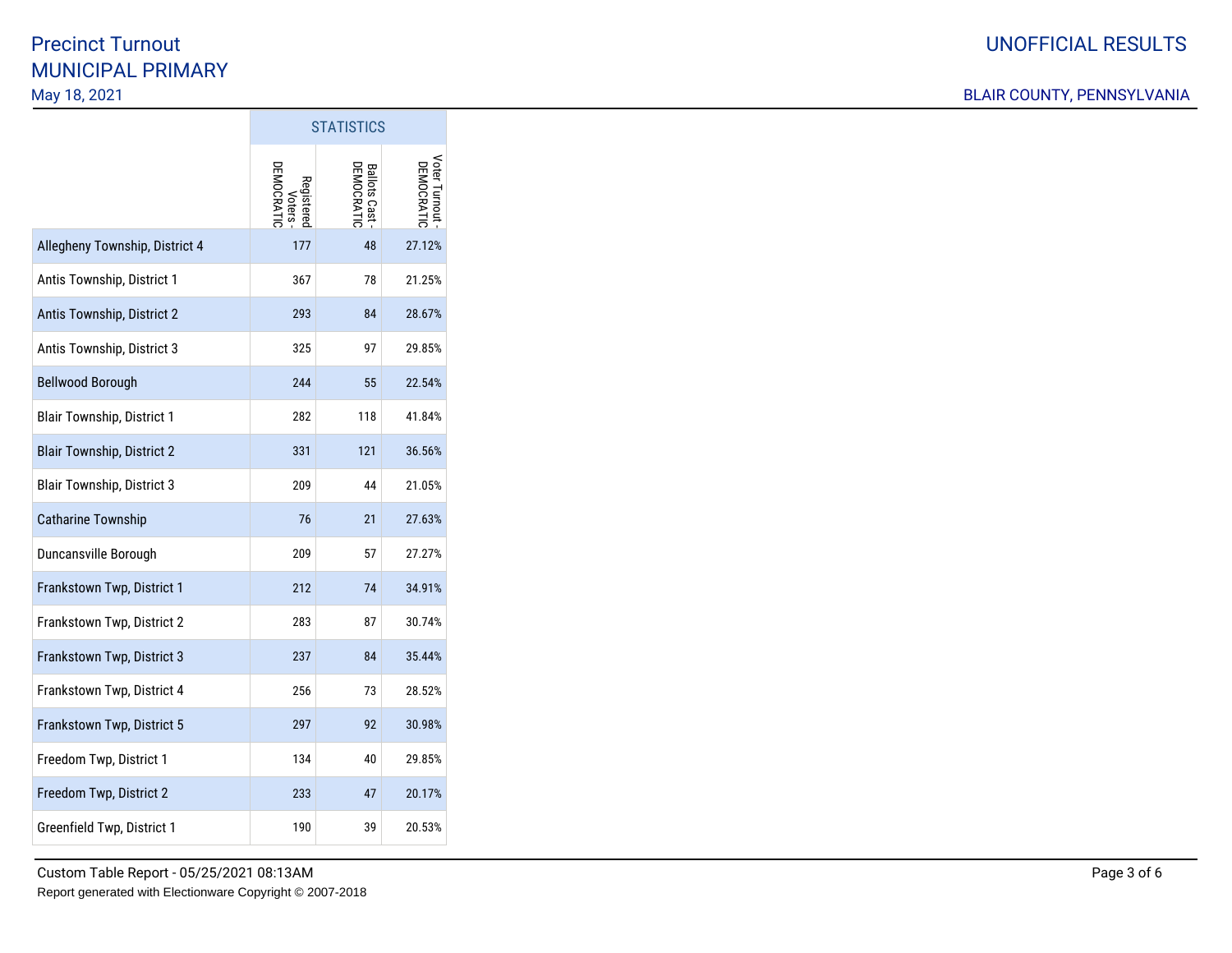# Precinct Turnout
# MUNICIPAL PRIMARY

May 18, 2021

UNOFFICIAL RESULTS

BLAIR COUNTY, PENNSYLVANIA

| | STATISTICS | | |
|---|---|---|---|
| | Registered Voters - DEMOCRATIC | Ballots Cast - DEMOCRATIC | Voter Turnout - DEMOCRATIC |
| Allegheny Township, District 4 | 177 | 48 | 27.12% |
| Antis Township, District 1 | 367 | 78 | 21.25% |
| Antis Township, District 2 | 293 | 84 | 28.67% |
| Antis Township, District 3 | 325 | 97 | 29.85% |
| Bellwood Borough | 244 | 55 | 22.54% |
| Blair Township, District 1 | 282 | 118 | 41.84% |
| Blair Township, District 2 | 331 | 121 | 36.56% |
| Blair Township, District 3 | 209 | 44 | 21.05% |
| Catharine Township | 76 | 21 | 27.63% |
| Duncansville Borough | 209 | 57 | 27.27% |
| Frankstown Twp, District 1 | 212 | 74 | 34.91% |
| Frankstown Twp, District 2 | 283 | 87 | 30.74% |
| Frankstown Twp, District 3 | 237 | 84 | 35.44% |
| Frankstown Twp, District 4 | 256 | 73 | 28.52% |
| Frankstown Twp, District 5 | 297 | 92 | 30.98% |
| Freedom Twp, District 1 | 134 | 40 | 29.85% |
| Freedom Twp, District 2 | 233 | 47 | 20.17% |
| Greenfield Twp, District 1 | 190 | 39 | 20.53% |

Custom Table Report - 05/25/2021 08:13AM

Report generated with Electionware Copyright © 2007-2018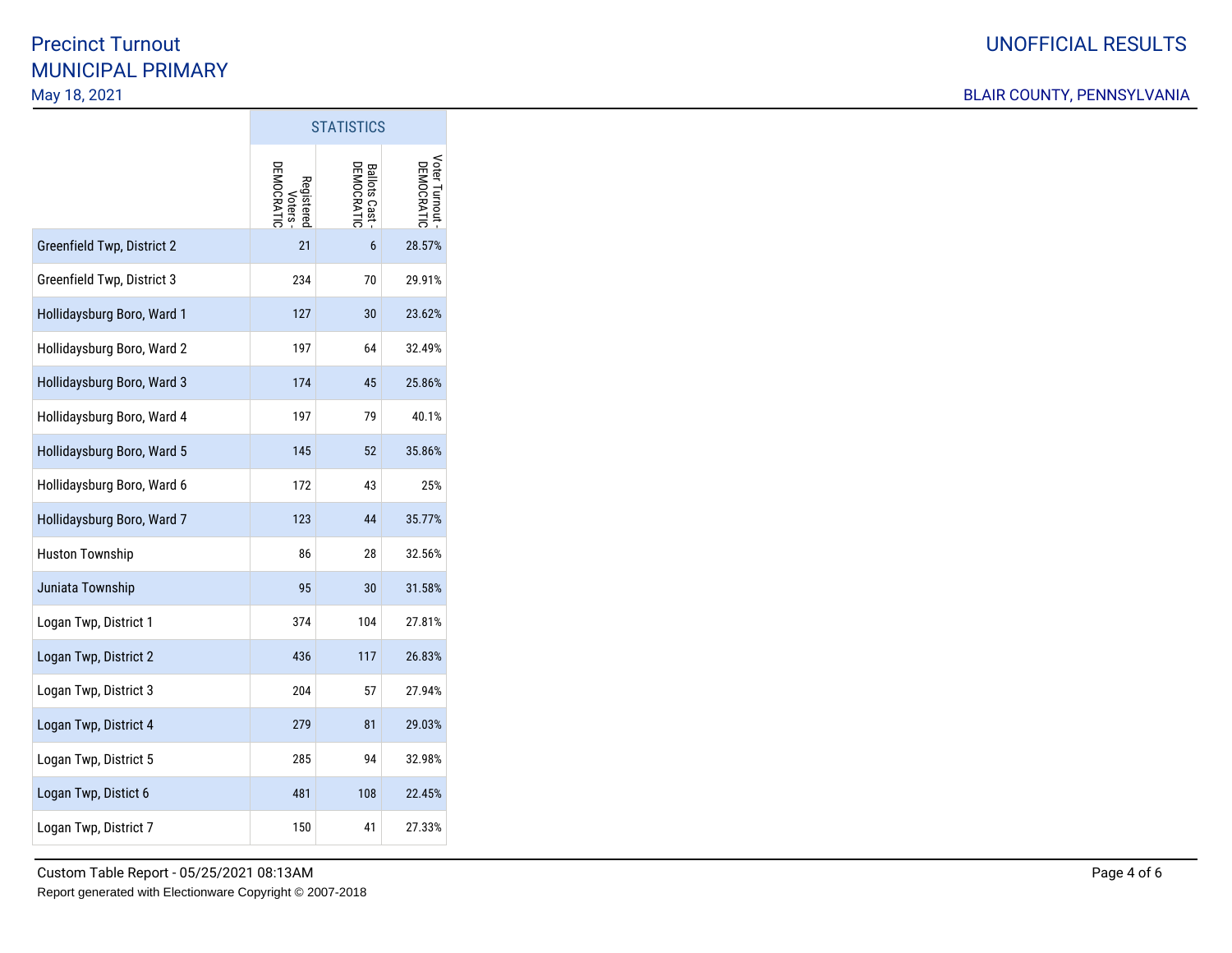# Precinct Turnout
## MUNICIPAL PRIMARY
May 18, 2021

UNOFFICIAL RESULTS

BLAIR COUNTY, PENNSYLVANIA

| | STATISTICS | | |
|---|---|---|---|
| | Registered Voters - DEMOCRATIC | Ballots Cast - DEMOCRATIC | Voter Turnout - DEMOCRATIC |
| Greenfield Twp, District 2 | 21 | 6 | 28.57% |
| Greenfield Twp, District 3 | 234 | 70 | 29.91% |
| Hollidaysburg Boro, Ward 1 | 127 | 30 | 23.62% |
| Hollidaysburg Boro, Ward 2 | 197 | 64 | 32.49% |
| Hollidaysburg Boro, Ward 3 | 174 | 45 | 25.86% |
| Hollidaysburg Boro, Ward 4 | 197 | 79 | 40.1% |
| Hollidaysburg Boro, Ward 5 | 145 | 52 | 35.86% |
| Hollidaysburg Boro, Ward 6 | 172 | 43 | 25% |
| Hollidaysburg Boro, Ward 7 | 123 | 44 | 35.77% |
| Huston Township | 86 | 28 | 32.56% |
| Juniata Township | 95 | 30 | 31.58% |
| Logan Twp, District 1 | 374 | 104 | 27.81% |
| Logan Twp, District 2 | 436 | 117 | 26.83% |
| Logan Twp, District 3 | 204 | 57 | 27.94% |
| Logan Twp, District 4 | 279 | 81 | 29.03% |
| Logan Twp, District 5 | 285 | 94 | 32.98% |
| Logan Twp, Distict 6 | 481 | 108 | 22.45% |
| Logan Twp, District 7 | 150 | 41 | 27.33% |

Custom Table Report - 05/25/2021 08:13AM

Report generated with Electionware Copyright © 2007-2018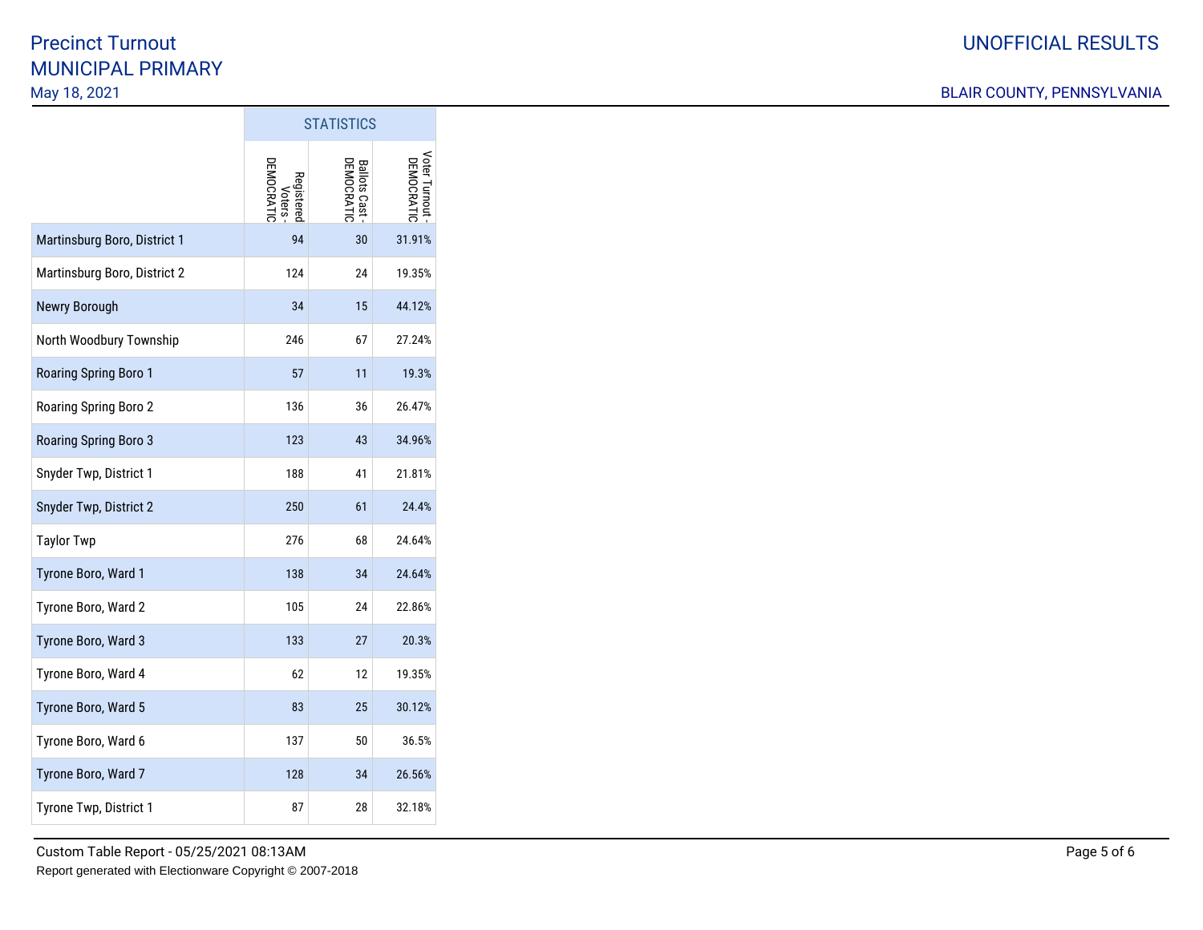# Precinct Turnout
# MUNICIPAL PRIMARY

May 18, 2021

UNOFFICIAL RESULTS

BLAIR COUNTY, PENNSYLVANIA

| | STATISTICS | | |
|---|---|---|---|
| | Registered Voters - DEMOCRATIC | Ballots Cast - DEMOCRATIC | Voter Turnout - DEMOCRATIC |
| Martinsburg Boro, District 1 | 94 | 30 | 31.91% |
| Martinsburg Boro, District 2 | 124 | 24 | 19.35% |
| Newry Borough | 34 | 15 | 44.12% |
| North Woodbury Township | 246 | 67 | 27.24% |
| Roaring Spring Boro 1 | 57 | 11 | 19.3% |
| Roaring Spring Boro 2 | 136 | 36 | 26.47% |
| Roaring Spring Boro 3 | 123 | 43 | 34.96% |
| Snyder Twp, District 1 | 188 | 41 | 21.81% |
| Snyder Twp, District 2 | 250 | 61 | 24.4% |
| Taylor Twp | 276 | 68 | 24.64% |
| Tyrone Boro, Ward 1 | 138 | 34 | 24.64% |
| Tyrone Boro, Ward 2 | 105 | 24 | 22.86% |
| Tyrone Boro, Ward 3 | 133 | 27 | 20.3% |
| Tyrone Boro, Ward 4 | 62 | 12 | 19.35% |
| Tyrone Boro, Ward 5 | 83 | 25 | 30.12% |
| Tyrone Boro, Ward 6 | 137 | 50 | 36.5% |
| Tyrone Boro, Ward 7 | 128 | 34 | 26.56% |
| Tyrone Twp, District 1 | 87 | 28 | 32.18% |

Custom Table Report - 05/25/2021 08:13AM

Report generated with Electionware Copyright © 2007-2018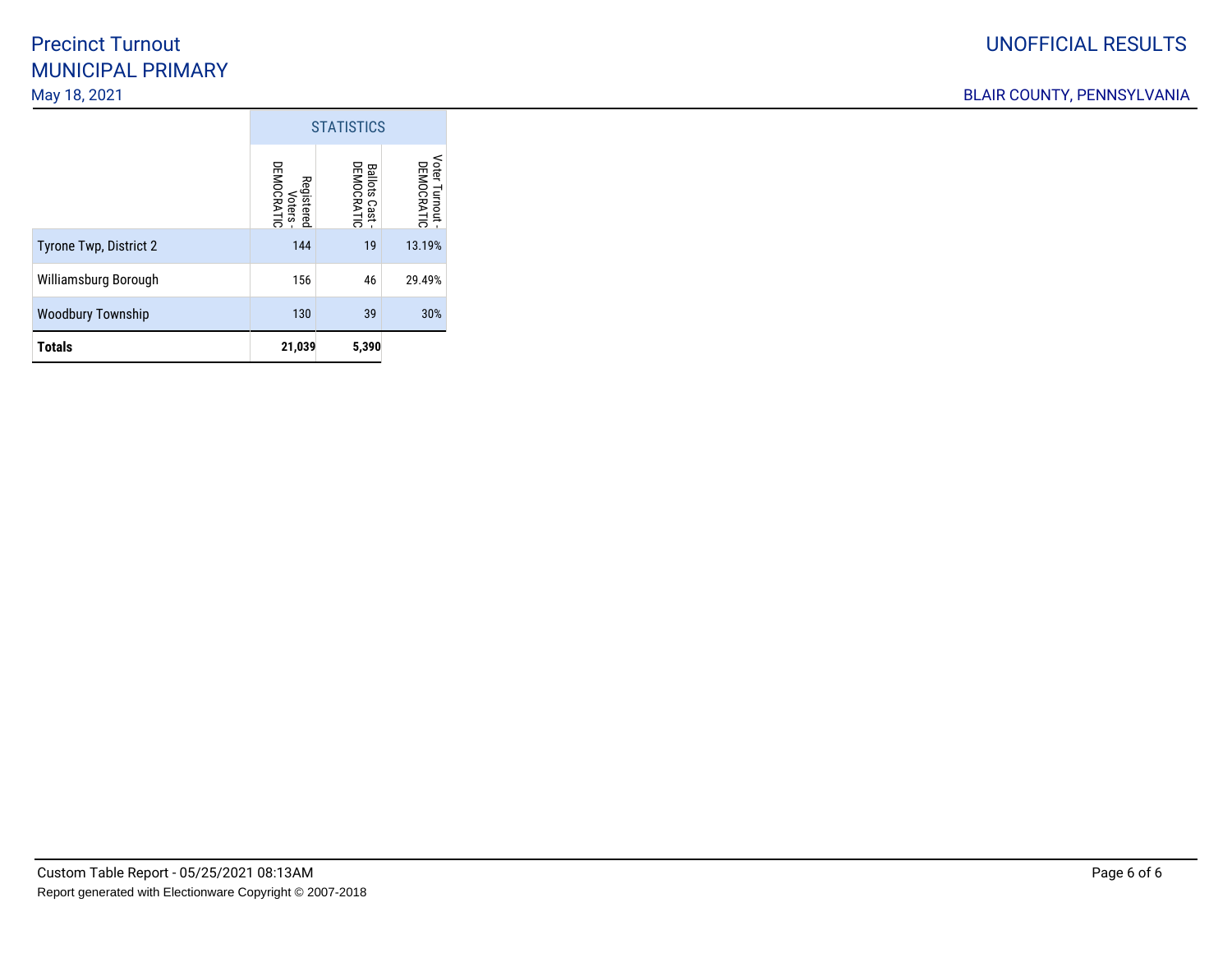| | STATISTICS | | |
|---|---|---|---|
| | Registered Voters - DEMOCRATIC | Ballots Cast - DEMOCRATIC | Voter Turnout - DEMOCRATIC |
| Tyrone Twp, District 2 | 144 | 19 | 13.19% |
| Williamsburg Borough | 156 | 46 | 29.49% |
| Woodbury Township | 130 | 39 | 30% |
| **Totals** | **21,039** | **5,390** | |